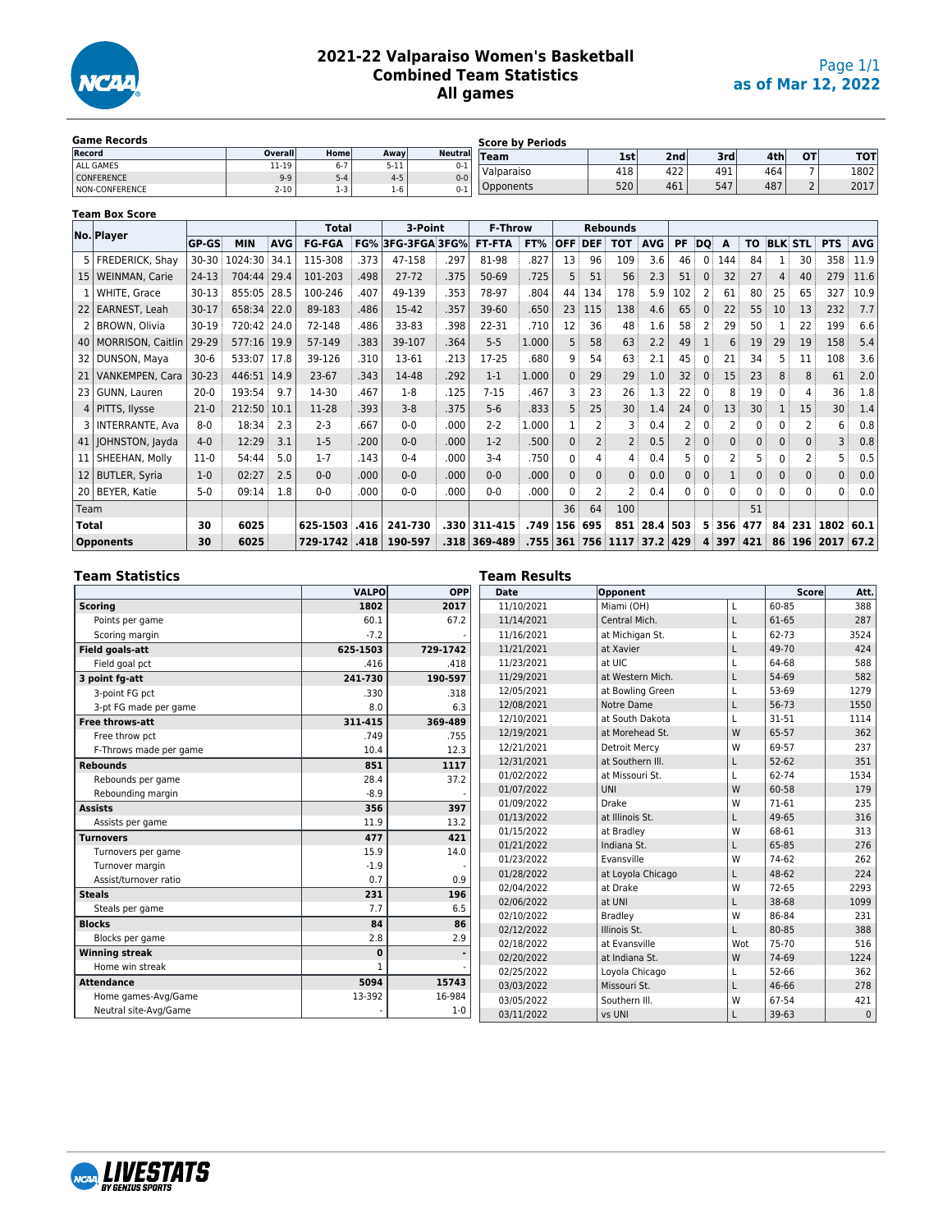# 2021-22 Valparaiso Women's Basketball
## Combined Team Statistics
## All games

as of Mar 12, 2022

### Game Records

| Record | Overall | Home | Away | Neutral |
|---|---|---|---|---|
| ALL GAMES | 11-19 | 6-7 | 5-11 | 0-1 |
| CONFERENCE | 9-9 | 5-4 | 4-5 | 0-0 |
| NON-CONFERENCE | 2-10 | 1-3 | 1-6 | 0-1 |

### Score by Periods

| Team | 1st | 2nd | 3rd | 4th | OT | TOT |
|---|---|---|---|---|---|---|
| Valparaiso | 418 | 422 | 491 | 464 | 7 | 1802 |
| Opponents | 520 | 461 | 547 | 487 | 2 | 2017 |

### Team Box Score

| No. | Player | GP-GS | MIN | AVG | Total FG-FGA | FG% | 3-Point 3FG-3FGA | 3FG% | F-Throw FT-FTA | FT% | Rebounds OFF | DEF | TOT | AVG | PF | DQ | A | TO | BLK | STL | PTS | AVG |
|---|---|---|---|---|---|---|---|---|---|---|---|---|---|---|---|---|---|---|---|---|---|---|
| 5 | FREDERICK, Shay | 30-30 | 1024:30 | 34.1 | 115-308 | .373 | 47-158 | .297 | 81-98 | .827 | 13 | 96 | 109 | 3.6 | 46 | 0 | 144 | 84 | 1 | 30 | 358 | 11.9 |
| 15 | WEINMAN, Carie | 24-13 | 704:44 | 29.4 | 101-203 | .498 | 27-72 | .375 | 50-69 | .725 | 5 | 51 | 56 | 2.3 | 51 | 0 | 32 | 27 | 4 | 40 | 279 | 11.6 |
| 1 | WHITE, Grace | 30-13 | 855:05 | 28.5 | 100-246 | .407 | 49-139 | .353 | 78-97 | .804 | 44 | 134 | 178 | 5.9 | 102 | 2 | 61 | 80 | 25 | 65 | 327 | 10.9 |
| 22 | EARNEST, Leah | 30-17 | 658:34 | 22.0 | 89-183 | .486 | 15-42 | .357 | 39-60 | .650 | 23 | 115 | 138 | 4.6 | 65 | 0 | 22 | 55 | 10 | 13 | 232 | 7.7 |
| 2 | BROWN, Olivia | 30-19 | 720:42 | 24.0 | 72-148 | .486 | 33-83 | .398 | 22-31 | .710 | 12 | 36 | 48 | 1.6 | 58 | 2 | 29 | 50 | 1 | 22 | 199 | 6.6 |
| 40 | MORRISON, Caitlin | 29-29 | 577:16 | 19.9 | 57-149 | .383 | 39-107 | .364 | 5-5 | 1.000 | 5 | 58 | 63 | 2.2 | 49 | 1 | 6 | 19 | 29 | 19 | 158 | 5.4 |
| 32 | DUNSON, Maya | 30-6 | 533:07 | 17.8 | 39-126 | .310 | 13-61 | .213 | 17-25 | .680 | 9 | 54 | 63 | 2.1 | 45 | 0 | 21 | 34 | 5 | 11 | 108 | 3.6 |
| 21 | VANKEMPEN, Cara | 30-23 | 446:51 | 14.9 | 23-67 | .343 | 14-48 | .292 | 1-1 | 1.000 | 0 | 29 | 29 | 1.0 | 32 | 0 | 15 | 23 | 8 | 8 | 61 | 2.0 |
| 23 | GUNN, Lauren | 20-0 | 193:54 | 9.7 | 14-30 | .467 | 1-8 | .125 | 7-15 | .467 | 3 | 23 | 26 | 1.3 | 22 | 0 | 8 | 19 | 0 | 4 | 36 | 1.8 |
| 4 | PITTS, Ilysse | 21-0 | 212:50 | 10.1 | 11-28 | .393 | 3-8 | .375 | 5-6 | .833 | 5 | 25 | 30 | 1.4 | 24 | 0 | 13 | 30 | 1 | 15 | 30 | 1.4 |
| 3 | INTERRANTE, Ava | 8-0 | 18:34 | 2.3 | 2-3 | .667 | 0-0 | .000 | 2-2 | 1.000 | 1 | 2 | 3 | 0.4 | 2 | 0 | 2 | 0 | 0 | 2 | 6 | 0.8 |
| 41 | JOHNSTON, Jayda | 4-0 | 12:29 | 3.1 | 1-5 | .200 | 0-0 | .000 | 1-2 | .500 | 0 | 2 | 2 | 0.5 | 2 | 0 | 0 | 0 | 0 | 0 | 3 | 0.8 |
| 11 | SHEEHAN, Molly | 11-0 | 54:44 | 5.0 | 1-7 | .143 | 0-4 | .000 | 3-4 | .750 | 0 | 4 | 4 | 0.4 | 5 | 0 | 2 | 5 | 0 | 2 | 5 | 0.5 |
| 12 | BUTLER, Syria | 1-0 | 02:27 | 2.5 | 0-0 | .000 | 0-0 | .000 | 0-0 | .000 | 0 | 0 | 0 | 0.0 | 0 | 0 | 1 | 0 | 0 | 0 | 0 | 0.0 |
| 20 | BEYER, Katie | 5-0 | 09:14 | 1.8 | 0-0 | .000 | 0-0 | .000 | 0-0 | .000 | 0 | 2 | 2 | 0.4 | 0 | 0 | 0 | 0 | 0 | 0 | 0 | 0.0 |
| | Team | | | | | | | | | | 36 | 64 | 100 | | | | | 51 | | | | |
| | **Total** | 30 | 6025 | | 625-1503 | .416 | 241-730 | .330 | 311-415 | .749 | 156 | 695 | 851 | 28.4 | 503 | 5 | 356 | 477 | 84 | 231 | 1802 | 60.1 |
| | **Opponents** | 30 | 6025 | | 729-1742 | .418 | 190-597 | .318 | 369-489 | .755 | 361 | 756 | 1117 | 37.2 | 429 | 4 | 397 | 421 | 86 | 196 | 2017 | 67.2 |

### Team Statistics

| | VALPO | OPP |
|---|---|---|
| **Scoring** | 1802 | 2017 |
| Points per game | 60.1 | 67.2 |
| Scoring margin | -7.2 | - |
| **Field goals-att** | 625-1503 | 729-1742 |
| Field goal pct | .416 | .418 |
| **3 point fg-att** | 241-730 | 190-597 |
| 3-point FG pct | .330 | .318 |
| 3-pt FG made per game | 8.0 | 6.3 |
| **Free throws-att** | 311-415 | 369-489 |
| Free throw pct | .749 | .755 |
| F-Throws made per game | 10.4 | 12.3 |
| **Rebounds** | 851 | 1117 |
| Rebounds per game | 28.4 | 37.2 |
| Rebounding margin | -8.9 | - |
| **Assists** | 356 | 397 |
| Assists per game | 11.9 | 13.2 |
| **Turnovers** | 477 | 421 |
| Turnovers per game | 15.9 | 14.0 |
| Turnover margin | -1.9 | - |
| Assist/turnover ratio | 0.7 | 0.9 |
| **Steals** | 231 | 196 |
| Steals per game | 7.7 | 6.5 |
| **Blocks** | 84 | 86 |
| Blocks per game | 2.8 | 2.9 |
| **Winning streak** | 0 | - |
| Home win streak | 1 | - |
| **Attendance** | 5094 | 15743 |
| Home games-Avg/Game | 13-392 | 16-984 |
| Neutral site-Avg/Game | - | 1-0 |

### Team Results

| Date | Opponent | | Score | Att. |
|---|---|---|---|---|
| 11/10/2021 | Miami (OH) | L | 60-85 | 388 |
| 11/14/2021 | Central Mich. | L | 61-65 | 287 |
| 11/16/2021 | at Michigan St. | L | 62-73 | 3524 |
| 11/21/2021 | at Xavier | L | 49-70 | 424 |
| 11/23/2021 | at UIC | L | 64-68 | 588 |
| 11/29/2021 | at Western Mich. | L | 54-69 | 582 |
| 12/05/2021 | at Bowling Green | L | 53-69 | 1279 |
| 12/08/2021 | Notre Dame | L | 56-73 | 1550 |
| 12/10/2021 | at South Dakota | L | 31-51 | 1114 |
| 12/19/2021 | at Morehead St. | W | 65-57 | 362 |
| 12/21/2021 | Detroit Mercy | W | 69-57 | 237 |
| 12/31/2021 | at Southern Ill. | L | 52-62 | 351 |
| 01/02/2022 | at Missouri St. | L | 62-74 | 1534 |
| 01/07/2022 | UNI | W | 60-58 | 179 |
| 01/09/2022 | Drake | W | 71-61 | 235 |
| 01/13/2022 | at Illinois St. | L | 49-65 | 316 |
| 01/15/2022 | at Bradley | W | 68-61 | 313 |
| 01/21/2022 | Indiana St. | L | 65-85 | 276 |
| 01/23/2022 | Evansville | W | 74-62 | 262 |
| 01/28/2022 | at Loyola Chicago | L | 48-62 | 224 |
| 02/04/2022 | at Drake | W | 72-65 | 2293 |
| 02/06/2022 | at UNI | L | 38-68 | 1099 |
| 02/10/2022 | Bradley | W | 86-84 | 231 |
| 02/12/2022 | Illinois St. | L | 80-85 | 388 |
| 02/18/2022 | at Evansville | Wot | 75-70 | 516 |
| 02/20/2022 | at Indiana St. | W | 74-69 | 1224 |
| 02/25/2022 | Loyola Chicago | L | 52-66 | 362 |
| 03/03/2022 | Missouri St. | L | 46-66 | 278 |
| 03/05/2022 | Southern Ill. | W | 67-54 | 421 |
| 03/11/2022 | vs UNI | L | 39-63 | 0 |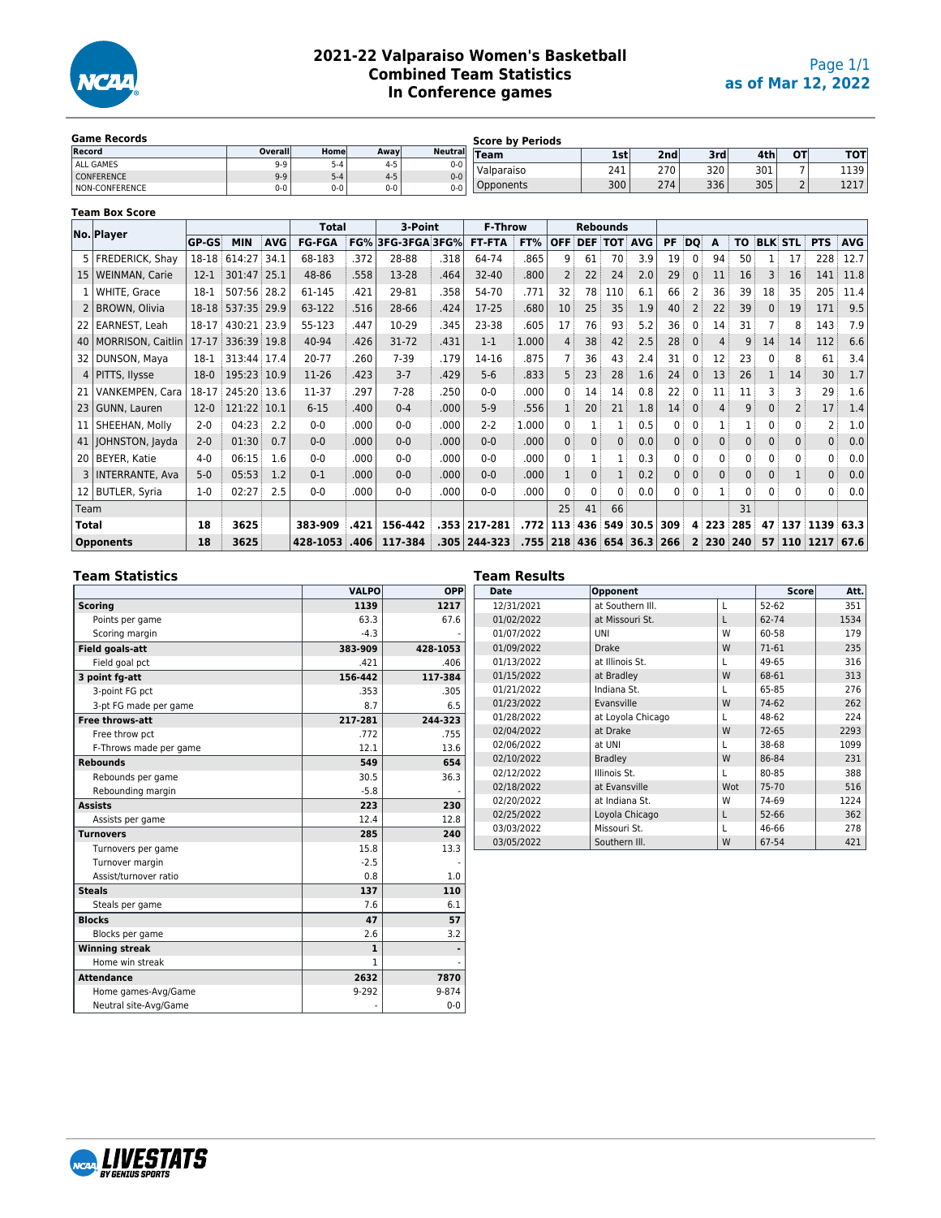# 2021-22 Valparaiso Women's Basketball
## Combined Team Statistics
## In Conference games

as of Mar 12, 2022

**Game Records**

| Record | Overall | Home | Away | Neutral |
|---|---|---|---|---|
| ALL GAMES | 9-9 | 5-4 | 4-5 | 0-0 |
| CONFERENCE | 9-9 | 5-4 | 4-5 | 0-0 |
| NON-CONFERENCE | 0-0 | 0-0 | 0-0 | 0-0 |

**Score by Periods**

| Team | 1st | 2nd | 3rd | 4th | OT | TOT |
|---|---|---|---|---|---|---|
| Valparaiso | 241 | 270 | 320 | 301 | 7 | 1139 |
| Opponents | 300 | 274 | 336 | 305 | 2 | 1217 |

**Team Box Score**

| No. | Player | GP-GS | MIN | AVG | Total FG-FGA | FG% | 3-Point 3FG-3FGA | 3FG% | F-Throw FT-FTA | FT% | Rebounds OFF | DEF | TOT | AVG | PF | DQ | A | TO | BLK | STL | PTS | AVG |
|---|---|---|---|---|---|---|---|---|---|---|---|---|---|---|---|---|---|---|---|---|---|---|
| 5 | FREDERICK, Shay | 18-18 | 614:27 | 34.1 | 68-183 | .372 | 28-88 | .318 | 64-74 | .865 | 9 | 61 | 70 | 3.9 | 19 | 0 | 94 | 50 | 1 | 17 | 228 | 12.7 |
| 15 | WEINMAN, Carie | 12-1 | 301:47 | 25.1 | 48-86 | .558 | 13-28 | .464 | 32-40 | .800 | 2 | 22 | 24 | 2.0 | 29 | 0 | 11 | 16 | 3 | 16 | 141 | 11.8 |
| 1 | WHITE, Grace | 18-1 | 507:56 | 28.2 | 61-145 | .421 | 29-81 | .358 | 54-70 | .771 | 32 | 78 | 110 | 6.1 | 66 | 2 | 36 | 39 | 18 | 35 | 205 | 11.4 |
| 2 | BROWN, Olivia | 18-18 | 537:35 | 29.9 | 63-122 | .516 | 28-66 | .424 | 17-25 | .680 | 10 | 25 | 35 | 1.9 | 40 | 2 | 22 | 39 | 0 | 19 | 171 | 9.5 |
| 22 | EARNEST, Leah | 18-17 | 430:21 | 23.9 | 55-123 | .447 | 10-29 | .345 | 23-38 | .605 | 17 | 76 | 93 | 5.2 | 36 | 0 | 14 | 31 | 7 | 8 | 143 | 7.9 |
| 40 | MORRISON, Caitlin | 17-17 | 336:39 | 19.8 | 40-94 | .426 | 31-72 | .431 | 1-1 | 1.000 | 4 | 38 | 42 | 2.5 | 28 | 0 | 4 | 9 | 14 | 14 | 112 | 6.6 |
| 32 | DUNSON, Maya | 18-1 | 313:44 | 17.4 | 20-77 | .260 | 7-39 | .179 | 14-16 | .875 | 7 | 36 | 43 | 2.4 | 31 | 0 | 12 | 23 | 0 | 8 | 61 | 3.4 |
| 4 | PITTS, Ilysse | 18-0 | 195:23 | 10.9 | 11-26 | .423 | 3-7 | .429 | 5-6 | .833 | 5 | 23 | 28 | 1.6 | 24 | 0 | 13 | 26 | 1 | 14 | 30 | 1.7 |
| 21 | VANKEMPEN, Cara | 18-17 | 245:20 | 13.6 | 11-37 | .297 | 7-28 | .250 | 0-0 | .000 | 0 | 14 | 14 | 0.8 | 22 | 0 | 11 | 11 | 3 | 3 | 29 | 1.6 |
| 23 | GUNN, Lauren | 12-0 | 121:22 | 10.1 | 6-15 | .400 | 0-4 | .000 | 5-9 | .556 | 1 | 20 | 21 | 1.8 | 14 | 0 | 4 | 9 | 0 | 2 | 17 | 1.4 |
| 11 | SHEEHAN, Molly | 2-0 | 04:23 | 2.2 | 0-0 | .000 | 0-0 | .000 | 2-2 | 1.000 | 0 | 1 | 1 | 0.5 | 0 | 0 | 1 | 1 | 0 | 0 | 2 | 1.0 |
| 41 | JOHNSTON, Jayda | 2-0 | 01:30 | 0.7 | 0-0 | .000 | 0-0 | .000 | 0-0 | .000 | 0 | 0 | 0 | 0.0 | 0 | 0 | 0 | 0 | 0 | 0 | 0 | 0.0 |
| 20 | BEYER, Katie | 4-0 | 06:15 | 1.6 | 0-0 | .000 | 0-0 | .000 | 0-0 | .000 | 0 | 1 | 1 | 0.3 | 0 | 0 | 0 | 0 | 0 | 0 | 0 | 0.0 |
| 3 | INTERRANTE, Ava | 5-0 | 05:53 | 1.2 | 0-1 | .000 | 0-0 | .000 | 0-0 | .000 | 1 | 0 | 1 | 0.2 | 0 | 0 | 0 | 0 | 0 | 1 | 0 | 0.0 |
| 12 | BUTLER, Syria | 1-0 | 02:27 | 2.5 | 0-0 | .000 | 0-0 | .000 | 0-0 | .000 | 0 | 0 | 0 | 0.0 | 0 | 0 | 1 | 0 | 0 | 0 | 0 | 0.0 |
| | Team | | | | | | | | | | 25 | 41 | 66 | | | | | 31 | | | | |
| | **Total** | 18 | 3625 | | 383-909 | .421 | 156-442 | .353 | 217-281 | .772 | 113 | 436 | 549 | 30.5 | 309 | 4 | 223 | 285 | 47 | 137 | 1139 | 63.3 |
| | **Opponents** | 18 | 3625 | | 428-1053 | .406 | 117-384 | .305 | 244-323 | .755 | 218 | 436 | 654 | 36.3 | 266 | 2 | 230 | 240 | 57 | 110 | 1217 | 67.6 |

**Team Statistics**

| | VALPO | OPP |
|---|---|---|
| **Scoring** | 1139 | 1217 |
| Points per game | 63.3 | 67.6 |
| Scoring margin | -4.3 | - |
| **Field goals-att** | 383-909 | 428-1053 |
| Field goal pct | .421 | .406 |
| **3 point fg-att** | 156-442 | 117-384 |
| 3-point FG pct | .353 | .305 |
| 3-pt FG made per game | 8.7 | 6.5 |
| **Free throws-att** | 217-281 | 244-323 |
| Free throw pct | .772 | .755 |
| F-Throws made per game | 12.1 | 13.6 |
| **Rebounds** | 549 | 654 |
| Rebounds per game | 30.5 | 36.3 |
| Rebounding margin | -5.8 | - |
| **Assists** | 223 | 230 |
| Assists per game | 12.4 | 12.8 |
| **Turnovers** | 285 | 240 |
| Turnovers per game | 15.8 | 13.3 |
| Turnover margin | -2.5 | - |
| Assist/turnover ratio | 0.8 | 1.0 |
| **Steals** | 137 | 110 |
| Steals per game | 7.6 | 6.1 |
| **Blocks** | 47 | 57 |
| Blocks per game | 2.6 | 3.2 |
| **Winning streak** | 1 | - |
| Home win streak | 1 | - |
| **Attendance** | 2632 | 7870 |
| Home games-Avg/Game | 9-292 | 9-874 |
| Neutral site-Avg/Game | - | 0-0 |

**Team Results**

| Date | Opponent | | Score | Att. |
|---|---|---|---|---|
| 12/31/2021 | at Southern Ill. | L | 52-62 | 351 |
| 01/02/2022 | at Missouri St. | L | 62-74 | 1534 |
| 01/07/2022 | UNI | W | 60-58 | 179 |
| 01/09/2022 | Drake | W | 71-61 | 235 |
| 01/13/2022 | at Illinois St. | L | 49-65 | 316 |
| 01/15/2022 | at Bradley | W | 68-61 | 313 |
| 01/21/2022 | Indiana St. | L | 65-85 | 276 |
| 01/23/2022 | Evansville | W | 74-62 | 262 |
| 01/28/2022 | at Loyola Chicago | L | 48-62 | 224 |
| 02/04/2022 | at Drake | W | 72-65 | 2293 |
| 02/06/2022 | at UNI | L | 38-68 | 1099 |
| 02/10/2022 | Bradley | W | 86-84 | 231 |
| 02/12/2022 | Illinois St. | L | 80-85 | 388 |
| 02/18/2022 | at Evansville | Wot | 75-70 | 516 |
| 02/20/2022 | at Indiana St. | W | 74-69 | 1224 |
| 02/25/2022 | Loyola Chicago | L | 52-66 | 362 |
| 03/03/2022 | Missouri St. | L | 46-66 | 278 |
| 03/05/2022 | Southern Ill. | W | 67-54 | 421 |